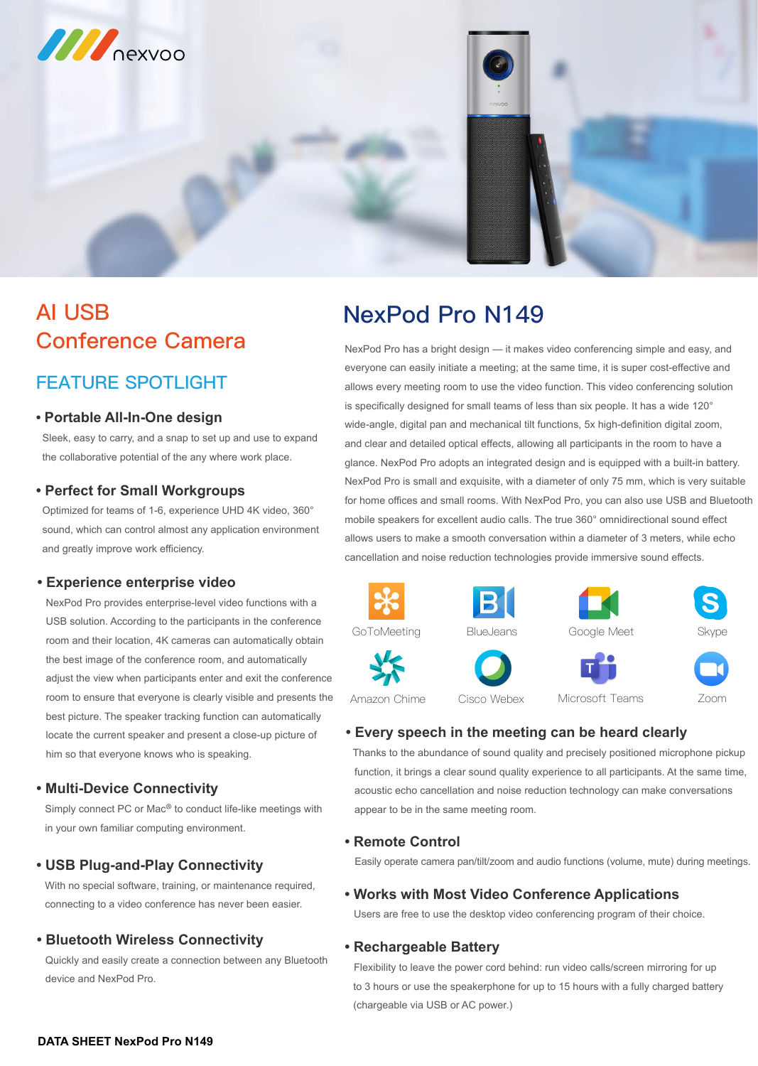nexvoo

# AI USB Conference Camera

## FEATURE SPOTLIGHT

### • Portable All-In-One design

Sleek, easy to carry, and a snap to set up and use to expand the collaborative potential of the any where work place.

### • Perfect for Small Workgroups

Optimized for teams of 1-6, experience UHD 4K video, 360° sound, which can control almost any application environment and greatly improve work efficiency.

### • Experience enterprise video

NexPod Pro provides enterprise-level video functions with a USB solution. According to the participants in the conference room and their location, 4K cameras can automatically obtain the best image of the conference room, and automatically adjust the view when participants enter and exit the conference room to ensure that everyone is clearly visible and presents the best picture. The speaker tracking function can automatically locate the current speaker and present a close-up picture of him so that everyone knows who is speaking.

### • Multi-Device Connectivity

Simply connect PC or Mac® to conduct life-like meetings with in your own familiar computing environment.

### • USB Plug-and-Play Connectivity

With no special software, training, or maintenance required, connecting to a video conference has never been easier.

### • Bluetooth Wireless Connectivity

Quickly and easily create a connection between any Bluetooth device and NexPod Pro.

# NexPod Pro N149

NexPod Pro has a bright design — it makes video conferencing simple and easy, and everyone can easily initiate a meeting; at the same time, it is super cost-effective and allows every meeting room to use the video function. This video conferencing solution is specifically designed for small teams of less than six people. It has a wide 120° wide-angle, digital pan and mechanical tilt functions, 5x high-definition digital zoom, and clear and detailed optical effects, allowing all participants in the room to have a glance. NexPod Pro adopts an integrated design and is equipped with a built-in battery. NexPod Pro is small and exquisite, with a diameter of only 75 mm, which is very suitable for home offices and small rooms. With NexPod Pro, you can also use USB and Bluetooth mobile speakers for excellent audio calls. The true 360° omnidirectional sound effect allows users to make a smooth conversation within a diameter of 3 meters, while echo cancellation and noise reduction technologies provide immersive sound effects.

GoToMeeting, BlueJeans, Google Meet, Skype, Amazon Chime, Cisco Webex, Microsoft Teams, Zoom

### • Every speech in the meeting can be heard clearly

Thanks to the abundance of sound quality and precisely positioned microphone pickup function, it brings a clear sound quality experience to all participants. At the same time, acoustic echo cancellation and noise reduction technology can make conversations appear to be in the same meeting room.

### • Remote Control

Easily operate camera pan/tilt/zoom and audio functions (volume, mute) during meetings.

### • Works with Most Video Conference Applications

Users are free to use the desktop video conferencing program of their choice.

### • Rechargeable Battery

Flexibility to leave the power cord behind: run video calls/screen mirroring for up to 3 hours or use the speakerphone for up to 15 hours with a fully charged battery (chargeable via USB or AC power.)

**DATA SHEET NexPod Pro N149**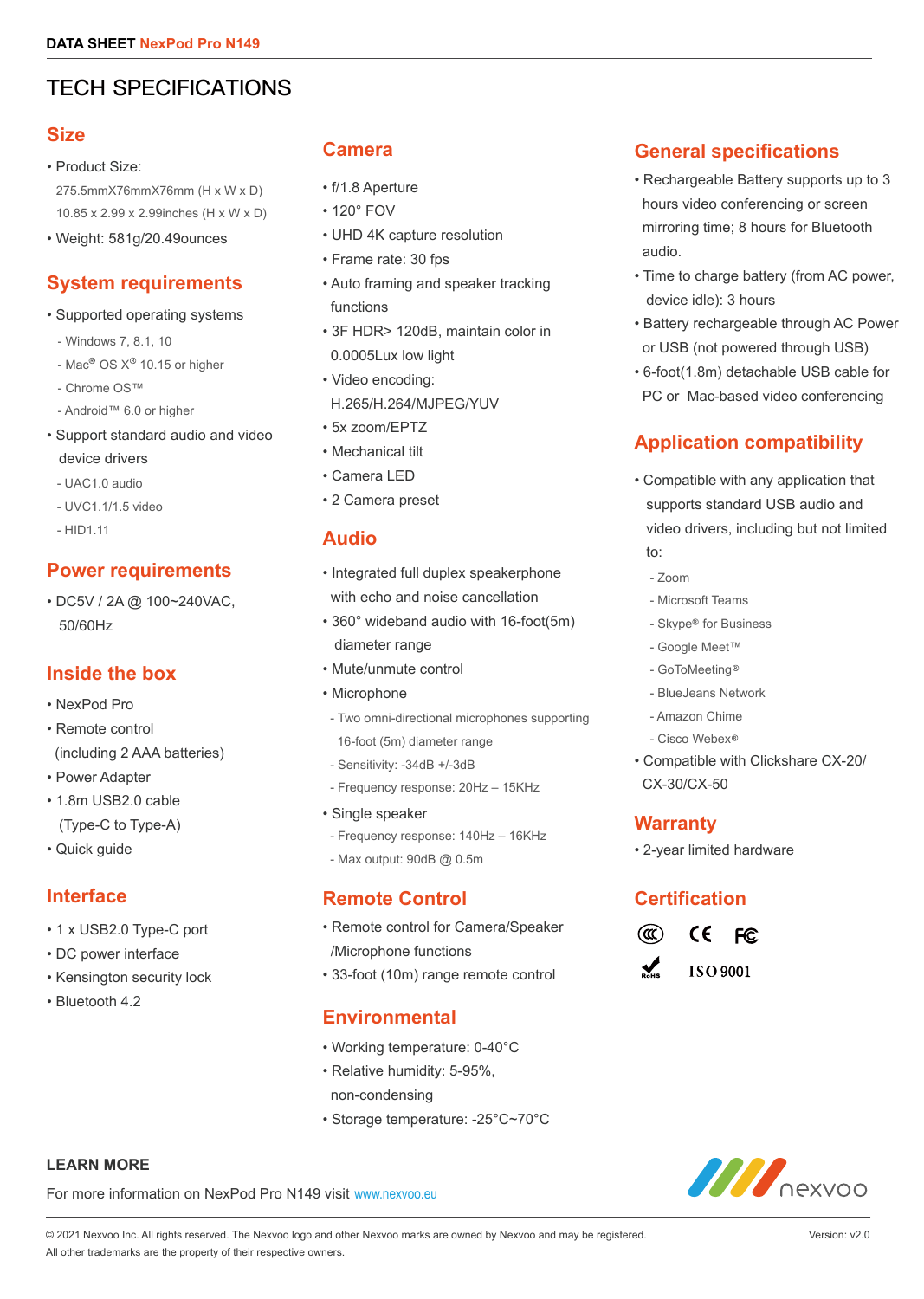DATA SHEET NexPod Pro N149

# TECH SPECIFICATIONS

## Size

- Product Size:
  275.5mmX76mmX76mm (H x W x D)
  10.85 x 2.99 x 2.99inches (H x W x D)
- Weight: 581g/20.49ounces

## System requirements

- Supported operating systems
  - Windows 7, 8.1, 10
  - Mac® OS X® 10.15 or higher
  - Chrome OS™
  - Android™ 6.0 or higher
- Support standard audio and video device drivers
  - UAC1.0 audio
  - UVC1.1/1.5 video
  - HID1.11

## Power requirements

- DC5V / 2A @ 100~240VAC, 50/60Hz

## Inside the box

- NexPod Pro
- Remote control (including 2 AAA batteries)
- Power Adapter
- 1.8m USB2.0 cable (Type-C to Type-A)
- Quick guide

## Interface

- 1 x USB2.0 Type-C port
- DC power interface
- Kensington security lock
- Bluetooth 4.2

## Camera

- f/1.8 Aperture
- 120° FOV
- UHD 4K capture resolution
- Frame rate: 30 fps
- Auto framing and speaker tracking functions
- 3F HDR> 120dB, maintain color in 0.0005Lux low light
- Video encoding: H.265/H.264/MJPEG/YUV
- 5x zoom/EPTZ
- Mechanical tilt
- Camera LED
- 2 Camera preset

## Audio

- Integrated full duplex speakerphone with echo and noise cancellation
- 360° wideband audio with 16-foot(5m) diameter range
- Mute/unmute control
- Microphone
  - Two omni-directional microphones supporting 16-foot (5m) diameter range
  - Sensitivity: -34dB +/-3dB
  - Frequency response: 20Hz – 15KHz
- Single speaker
  - Frequency response: 140Hz – 16KHz
  - Max output: 90dB @ 0.5m

## Remote Control

- Remote control for Camera/Speaker /Microphone functions
- 33-foot (10m) range remote control

## Environmental

- Working temperature: 0-40°C
- Relative humidity: 5-95%, non-condensing
- Storage temperature: -25°C~70°C

## General specifications

- Rechargeable Battery supports up to 3 hours video conferencing or screen mirroring time; 8 hours for Bluetooth audio.
- Time to charge battery (from AC power, device idle): 3 hours
- Battery rechargeable through AC Power or USB (not powered through USB)
- 6-foot(1.8m) detachable USB cable for PC or Mac-based video conferencing

## Application compatibility

- Compatible with any application that supports standard USB audio and video drivers, including but not limited to:
  - Zoom
  - Microsoft Teams
  - Skype® for Business
  - Google Meet™
  - GoToMeeting®
  - BlueJeans Network
  - Amazon Chime
  - Cisco Webex®
- Compatible with Clickshare CX-20/ CX-30/CX-50

## Warranty

- 2-year limited hardware

## Certification

CCC CE FC RoHS ISO 9001

## LEARN MORE

For more information on NexPod Pro N149 visit www.nexvoo.eu

nexvoo

© 2021 Nexvoo Inc. All rights reserved. The Nexvoo logo and other Nexvoo marks are owned by Nexvoo and may be registered. All other trademarks are the property of their respective owners.

Version: v2.0